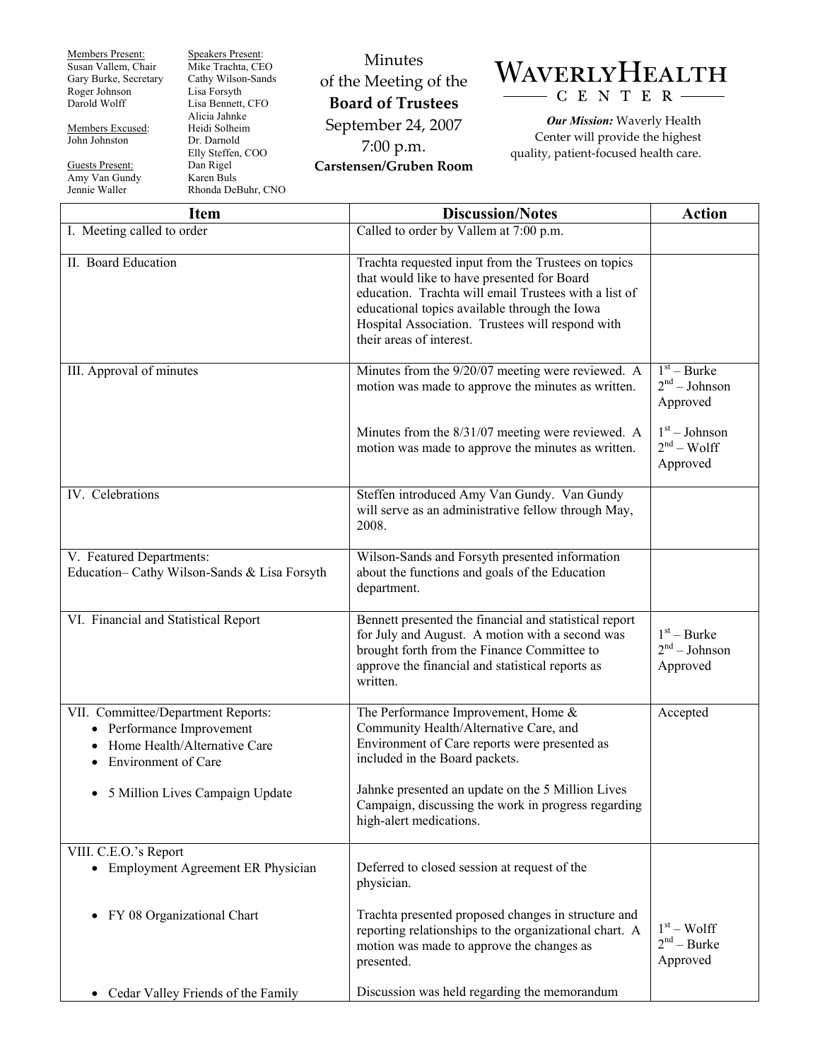Members Present:
Susan Vallem, Chair
Gary Burke, Secretary
Roger Johnson
Darold Wolff

Members Excused:
John Johnston

Guests Present:
Amy Van Gundy
Jennie Waller

Speakers Present:
Mike Trachta, CEO
Cathy Wilson-Sands
Lisa Forsyth
Lisa Bennett, CFO
Alicia Jahnke
Heidi Solheim
Dr. Darnold
Elly Steffen, COO
Dan Rigel
Karen Buls
Rhonda DeBuhr, CNO

# Minutes of the Meeting of the **Board of Trustees**

September 24, 2007
7:00 p.m.
**Carstensen/Gruben Room**

WAVERLY HEALTH CENTER

***Our Mission:*** Waverly Health Center will provide the highest quality, patient-focused health care.

| Item | Discussion/Notes | Action |
|---|---|---|
| I. Meeting called to order | Called to order by Vallem at 7:00 p.m. | |
| II. Board Education | Trachta requested input from the Trustees on topics that would like to have presented for Board education. Trachta will email Trustees with a list of educational topics available through the Iowa Hospital Association. Trustees will respond with their areas of interest. | |
| III. Approval of minutes | Minutes from the 9/20/07 meeting were reviewed. A motion was made to approve the minutes as written.<br><br>Minutes from the 8/31/07 meeting were reviewed. A motion was made to approve the minutes as written. | 1st – Burke<br>2nd – Johnson<br>Approved<br><br>1st – Johnson<br>2nd – Wolff<br>Approved |
| IV. Celebrations | Steffen introduced Amy Van Gundy. Van Gundy will serve as an administrative fellow through May, 2008. | |
| V. Featured Departments:<br>Education– Cathy Wilson-Sands & Lisa Forsyth | Wilson-Sands and Forsyth presented information about the functions and goals of the Education department. | |
| VI. Financial and Statistical Report | Bennett presented the financial and statistical report for July and August. A motion with a second was brought forth from the Finance Committee to approve the financial and statistical reports as written. | 1st – Burke<br>2nd – Johnson<br>Approved |
| VII. Committee/Department Reports:<br>• Performance Improvement<br>• Home Health/Alternative Care<br>• Environment of Care<br><br>• 5 Million Lives Campaign Update | The Performance Improvement, Home & Community Health/Alternative Care, and Environment of Care reports were presented as included in the Board packets.<br><br>Jahnke presented an update on the 5 Million Lives Campaign, discussing the work in progress regarding high-alert medications. | Accepted |
| VIII. C.E.O.'s Report<br>• Employment Agreement ER Physician<br><br>• FY 08 Organizational Chart<br><br>• Cedar Valley Friends of the Family | Deferred to closed session at request of the physician.<br><br>Trachta presented proposed changes in structure and reporting relationships to the organizational chart. A motion was made to approve the changes as presented.<br><br>Discussion was held regarding the memorandum | <br><br>1st – Wolff<br>2nd – Burke<br>Approved |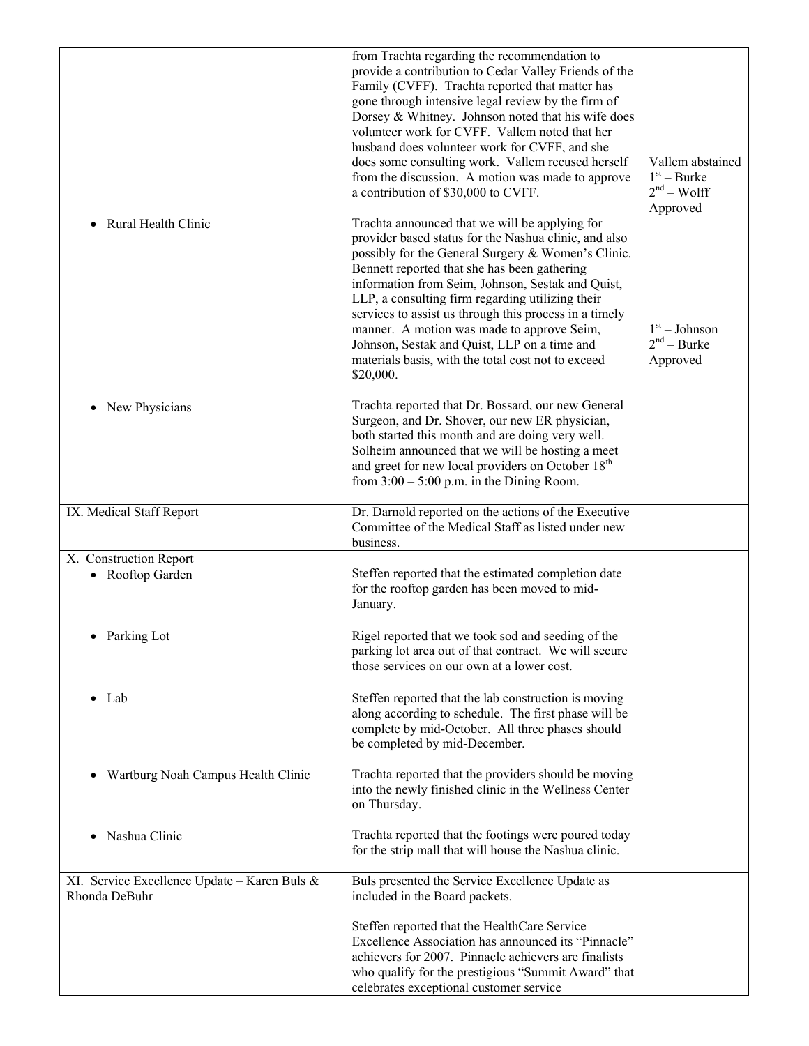| | | |
|---|---|---|
| | from Trachta regarding the recommendation to provide a contribution to Cedar Valley Friends of the Family (CVFF). Trachta reported that matter has gone through intensive legal review by the firm of Dorsey & Whitney. Johnson noted that his wife does volunteer work for CVFF. Vallem noted that her husband does volunteer work for CVFF, and she does some consulting work. Vallem recused herself from the discussion. A motion was made to approve a contribution of $30,000 to CVFF. | Vallem abstained<br>1st – Burke<br>2nd – Wolff<br>Approved |
| • Rural Health Clinic | Trachta announced that we will be applying for provider based status for the Nashua clinic, and also possibly for the General Surgery & Women's Clinic. Bennett reported that she has been gathering information from Seim, Johnson, Sestak and Quist, LLP, a consulting firm regarding utilizing their services to assist us through this process in a timely manner. A motion was made to approve Seim, Johnson, Sestak and Quist, LLP on a time and materials basis, with the total cost not to exceed $20,000. | 1st – Johnson<br>2nd – Burke<br>Approved |
| • New Physicians | Trachta reported that Dr. Bossard, our new General Surgeon, and Dr. Shover, our new ER physician, both started this month and are doing very well. Solheim announced that we will be hosting a meet and greet for new local providers on October 18th from 3:00 – 5:00 p.m. in the Dining Room. | |
| IX. Medical Staff Report | Dr. Darnold reported on the actions of the Executive Committee of the Medical Staff as listed under new business. | |
| X. Construction Report<br>• Rooftop Garden | Steffen reported that the estimated completion date for the rooftop garden has been moved to mid-January. | |
| • Parking Lot | Rigel reported that we took sod and seeding of the parking lot area out of that contract. We will secure those services on our own at a lower cost. | |
| • Lab | Steffen reported that the lab construction is moving along according to schedule. The first phase will be complete by mid-October. All three phases should be completed by mid-December. | |
| • Wartburg Noah Campus Health Clinic | Trachta reported that the providers should be moving into the newly finished clinic in the Wellness Center on Thursday. | |
| • Nashua Clinic | Trachta reported that the footings were poured today for the strip mall that will house the Nashua clinic. | |
| XI. Service Excellence Update – Karen Buls & Rhonda DeBuhr | Buls presented the Service Excellence Update as included in the Board packets.<br><br>Steffen reported that the HealthCare Service Excellence Association has announced its "Pinnacle" achievers for 2007. Pinnacle achievers are finalists who qualify for the prestigious "Summit Award" that celebrates exceptional customer service | |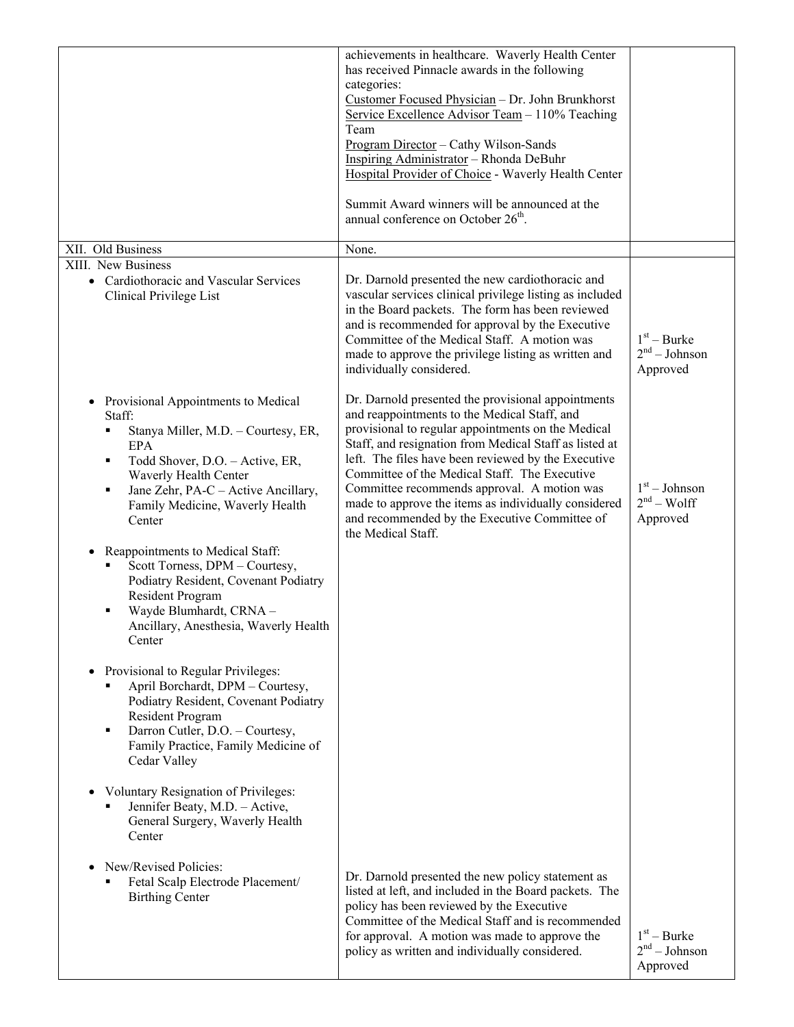| | | |
|---|---|---|
| | achievements in healthcare. Waverly Health Center has received Pinnacle awards in the following categories:<br>Customer Focused Physician – Dr. John Brunkhorst<br>Service Excellence Advisor Team – 110% Teaching Team<br>Program Director – Cathy Wilson-Sands<br>Inspiring Administrator – Rhonda DeBuhr<br>Hospital Provider of Choice - Waverly Health Center<br><br>Summit Award winners will be announced at the annual conference on October 26th. | |
| XII. Old Business | None. | |
| XIII. New Business<br>• Cardiothoracic and Vascular Services Clinical Privilege List | Dr. Darnold presented the new cardiothoracic and vascular services clinical privilege listing as included in the Board packets. The form has been reviewed and is recommended for approval by the Executive Committee of the Medical Staff. A motion was made to approve the privilege listing as written and individually considered. | 1st – Burke<br>2nd – Johnson<br>Approved |
| • Provisional Appointments to Medical Staff:<br>▪ Stanya Miller, M.D. – Courtesy, ER, EPA<br>▪ Todd Shover, D.O. – Active, ER, Waverly Health Center<br>▪ Jane Zehr, PA-C – Active Ancillary, Family Medicine, Waverly Health Center<br><br>• Reappointments to Medical Staff:<br>▪ Scott Torness, DPM – Courtesy, Podiatry Resident, Covenant Podiatry Resident Program<br>▪ Wayde Blumhardt, CRNA – Ancillary, Anesthesia, Waverly Health Center<br><br>• Provisional to Regular Privileges:<br>▪ April Borchardt, DPM – Courtesy, Podiatry Resident, Covenant Podiatry Resident Program<br>▪ Darron Cutler, D.O. – Courtesy, Family Practice, Family Medicine of Cedar Valley<br><br>• Voluntary Resignation of Privileges:<br>▪ Jennifer Beaty, M.D. – Active, General Surgery, Waverly Health Center | Dr. Darnold presented the provisional appointments and reappointments to the Medical Staff, and provisional to regular appointments on the Medical Staff, and resignation from Medical Staff as listed at left. The files have been reviewed by the Executive Committee of the Medical Staff. The Executive Committee recommends approval. A motion was made to approve the items as individually considered and recommended by the Executive Committee of the Medical Staff. | 1st – Johnson<br>2nd – Wolff<br>Approved |
| • New/Revised Policies:<br>▪ Fetal Scalp Electrode Placement/ Birthing Center | Dr. Darnold presented the new policy statement as listed at left, and included in the Board packets. The policy has been reviewed by the Executive Committee of the Medical Staff and is recommended for approval. A motion was made to approve the policy as written and individually considered. | 1st – Burke<br>2nd – Johnson<br>Approved |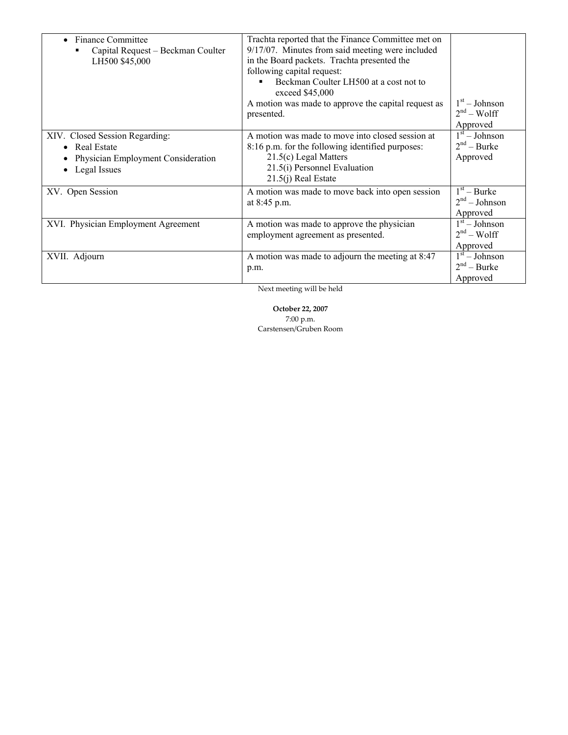| | | |
|---|---|---|
| • Finance Committee<br>▪ Capital Request – Beckman Coulter LH500 $45,000 | Trachta reported that the Finance Committee met on 9/17/07. Minutes from said meeting were included in the Board packets. Trachta presented the following capital request:<br>▪ Beckman Coulter LH500 at a cost not to exceed $45,000<br>A motion was made to approve the capital request as presented. | 1st – Johnson<br>2nd – Wolff<br>Approved |
| XIV. Closed Session Regarding:<br>• Real Estate<br>• Physician Employment Consideration<br>• Legal Issues | A motion was made to move into closed session at 8:16 p.m. for the following identified purposes:<br>21.5(c) Legal Matters<br>21.5(i) Personnel Evaluation<br>21.5(j) Real Estate | 1st – Johnson<br>2nd – Burke<br>Approved |
| XV. Open Session | A motion was made to move back into open session at 8:45 p.m. | 1st – Burke<br>2nd – Johnson<br>Approved |
| XVI. Physician Employment Agreement | A motion was made to approve the physician employment agreement as presented. | 1st – Johnson<br>2nd – Wolff<br>Approved |
| XVII. Adjourn | A motion was made to adjourn the meeting at 8:47 p.m. | 1st – Johnson<br>2nd – Burke<br>Approved |

Next meeting will be held

**October 22, 2007**
7:00 p.m.
Carstensen/Gruben Room